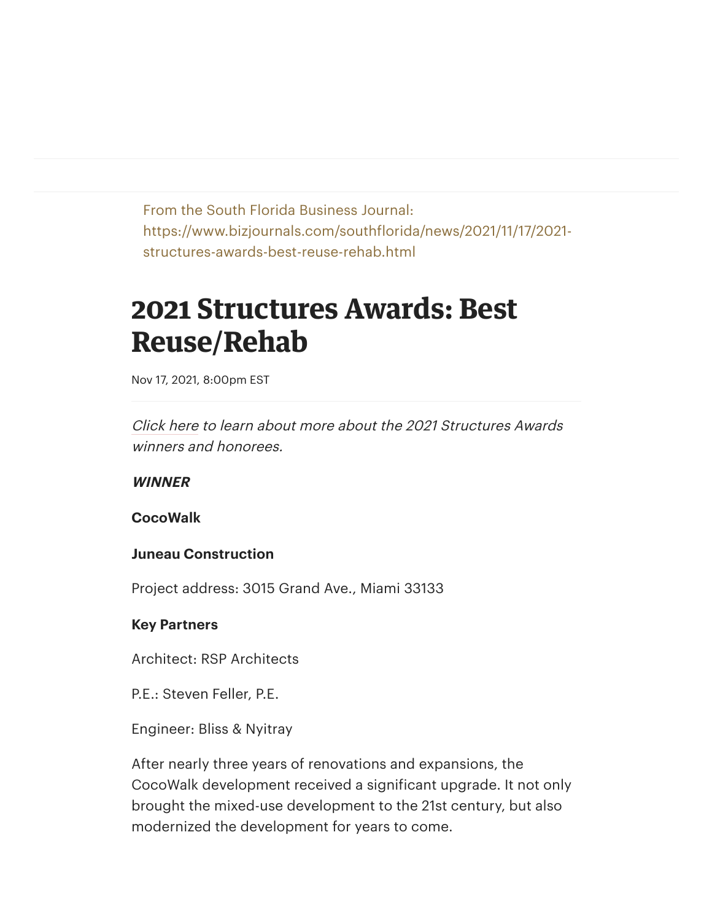From the South Florida Business Journal: https://www.bizjournals.com/southflorida/news/2021/11/17/2021-structures-awards-best-reuse-rehab.html

# 2021 Structures Awards: Best Reuse/Rehab

Nov 17, 2021, 8:00pm EST

*Click here to learn about more about the 2021 Structures Awards winners and honorees.*

***WINNER***

**CocoWalk**

**Juneau Construction**

Project address: 3015 Grand Ave., Miami 33133

**Key Partners**

Architect: RSP Architects

P.E.: Steven Feller, P.E.

Engineer: Bliss & Nyitray

After nearly three years of renovations and expansions, the CocoWalk development received a significant upgrade. It not only brought the mixed-use development to the 21st century, but also modernized the development for years to come.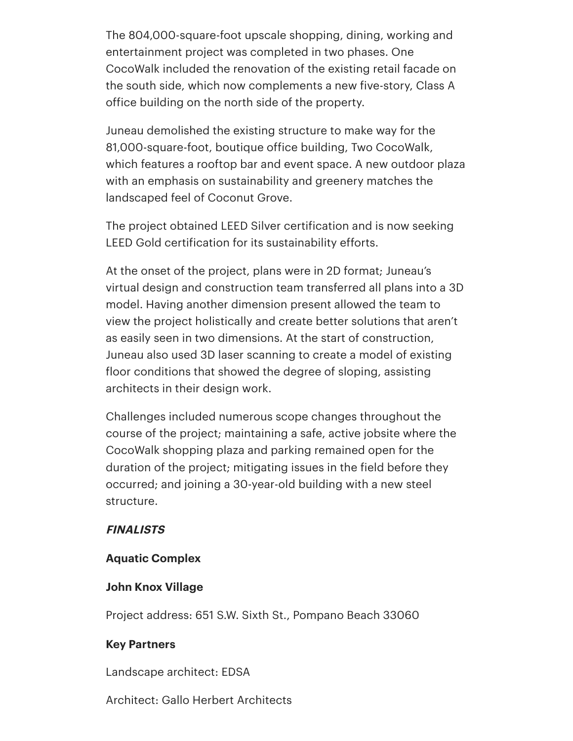The 804,000-square-foot upscale shopping, dining, working and entertainment project was completed in two phases. One CocoWalk included the renovation of the existing retail facade on the south side, which now complements a new five-story, Class A office building on the north side of the property.

Juneau demolished the existing structure to make way for the 81,000-square-foot, boutique office building, Two CocoWalk, which features a rooftop bar and event space. A new outdoor plaza with an emphasis on sustainability and greenery matches the landscaped feel of Coconut Grove.

The project obtained LEED Silver certification and is now seeking LEED Gold certification for its sustainability efforts.

At the onset of the project, plans were in 2D format; Juneau's virtual design and construction team transferred all plans into a 3D model. Having another dimension present allowed the team to view the project holistically and create better solutions that aren't as easily seen in two dimensions. At the start of construction, Juneau also used 3D laser scanning to create a model of existing floor conditions that showed the degree of sloping, assisting architects in their design work.

Challenges included numerous scope changes throughout the course of the project; maintaining a safe, active jobsite where the CocoWalk shopping plaza and parking remained open for the duration of the project; mitigating issues in the field before they occurred; and joining a 30-year-old building with a new steel structure.

***FINALISTS***

**Aquatic Complex**

**John Knox Village**

Project address: 651 S.W. Sixth St., Pompano Beach 33060

**Key Partners**

Landscape architect: EDSA

Architect: Gallo Herbert Architects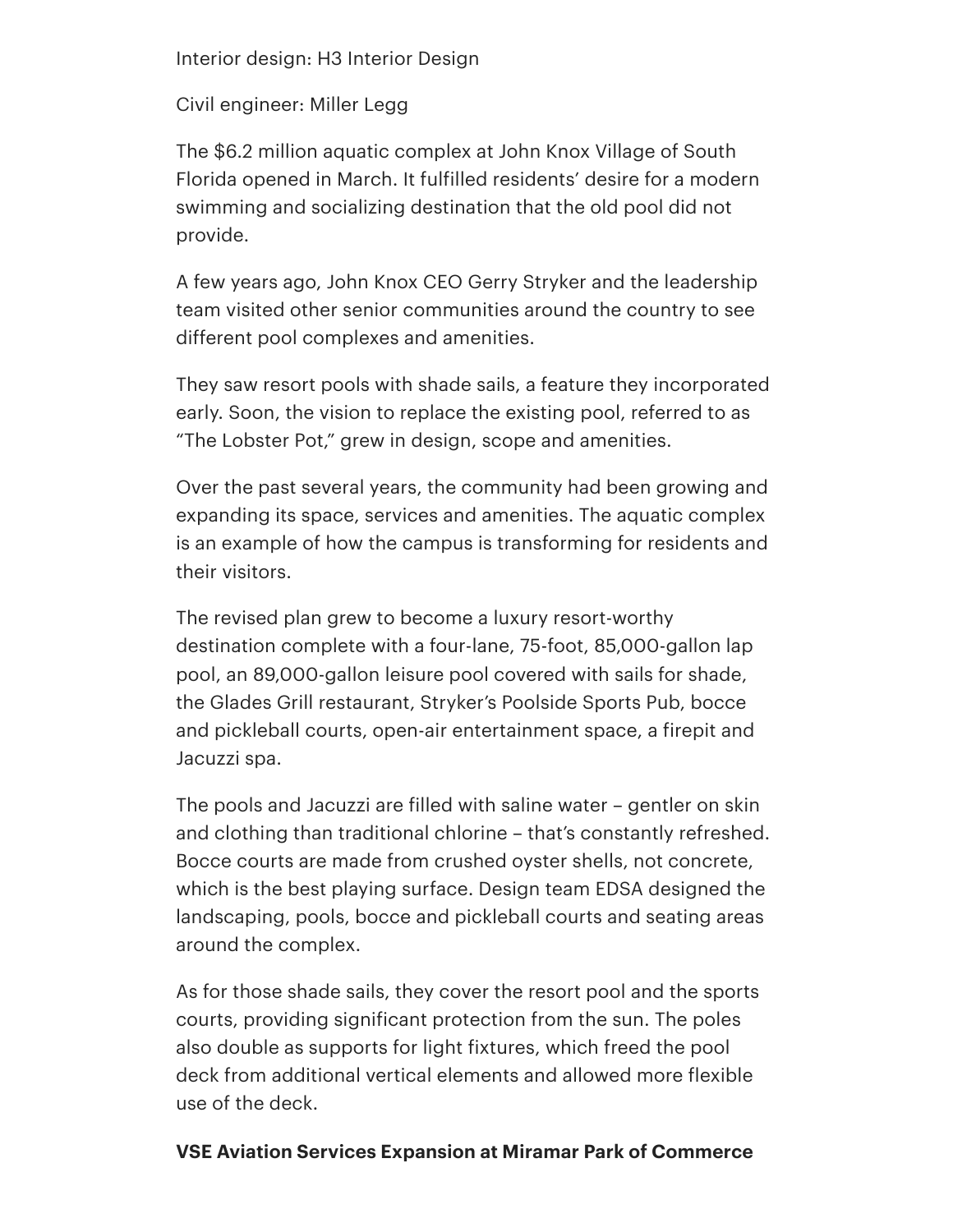Interior design: H3 Interior Design

Civil engineer: Miller Legg

The $6.2 million aquatic complex at John Knox Village of South Florida opened in March. It fulfilled residents' desire for a modern swimming and socializing destination that the old pool did not provide.

A few years ago, John Knox CEO Gerry Stryker and the leadership team visited other senior communities around the country to see different pool complexes and amenities.

They saw resort pools with shade sails, a feature they incorporated early. Soon, the vision to replace the existing pool, referred to as "The Lobster Pot," grew in design, scope and amenities.

Over the past several years, the community had been growing and expanding its space, services and amenities. The aquatic complex is an example of how the campus is transforming for residents and their visitors.

The revised plan grew to become a luxury resort-worthy destination complete with a four-lane, 75-foot, 85,000-gallon lap pool, an 89,000-gallon leisure pool covered with sails for shade, the Glades Grill restaurant, Stryker's Poolside Sports Pub, bocce and pickleball courts, open-air entertainment space, a firepit and Jacuzzi spa.

The pools and Jacuzzi are filled with saline water – gentler on skin and clothing than traditional chlorine – that's constantly refreshed. Bocce courts are made from crushed oyster shells, not concrete, which is the best playing surface. Design team EDSA designed the landscaping, pools, bocce and pickleball courts and seating areas around the complex.

As for those shade sails, they cover the resort pool and the sports courts, providing significant protection from the sun. The poles also double as supports for light fixtures, which freed the pool deck from additional vertical elements and allowed more flexible use of the deck.

**VSE Aviation Services Expansion at Miramar Park of Commerce**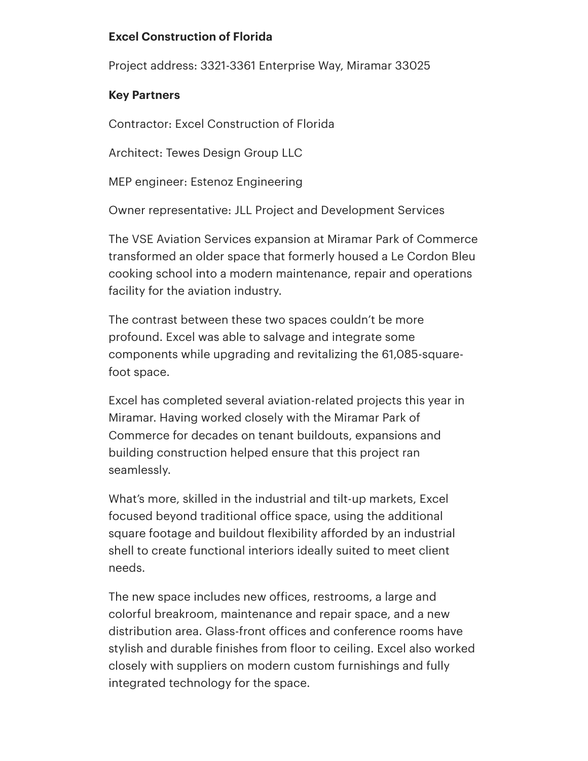**Excel Construction of Florida**

Project address: 3321-3361 Enterprise Way, Miramar 33025

**Key Partners**

Contractor: Excel Construction of Florida

Architect: Tewes Design Group LLC

MEP engineer: Estenoz Engineering

Owner representative: JLL Project and Development Services

The VSE Aviation Services expansion at Miramar Park of Commerce transformed an older space that formerly housed a Le Cordon Bleu cooking school into a modern maintenance, repair and operations facility for the aviation industry.

The contrast between these two spaces couldn't be more profound. Excel was able to salvage and integrate some components while upgrading and revitalizing the 61,085-square-foot space.

Excel has completed several aviation-related projects this year in Miramar. Having worked closely with the Miramar Park of Commerce for decades on tenant buildouts, expansions and building construction helped ensure that this project ran seamlessly.

What's more, skilled in the industrial and tilt-up markets, Excel focused beyond traditional office space, using the additional square footage and buildout flexibility afforded by an industrial shell to create functional interiors ideally suited to meet client needs.

The new space includes new offices, restrooms, a large and colorful breakroom, maintenance and repair space, and a new distribution area. Glass-front offices and conference rooms have stylish and durable finishes from floor to ceiling. Excel also worked closely with suppliers on modern custom furnishings and fully integrated technology for the space.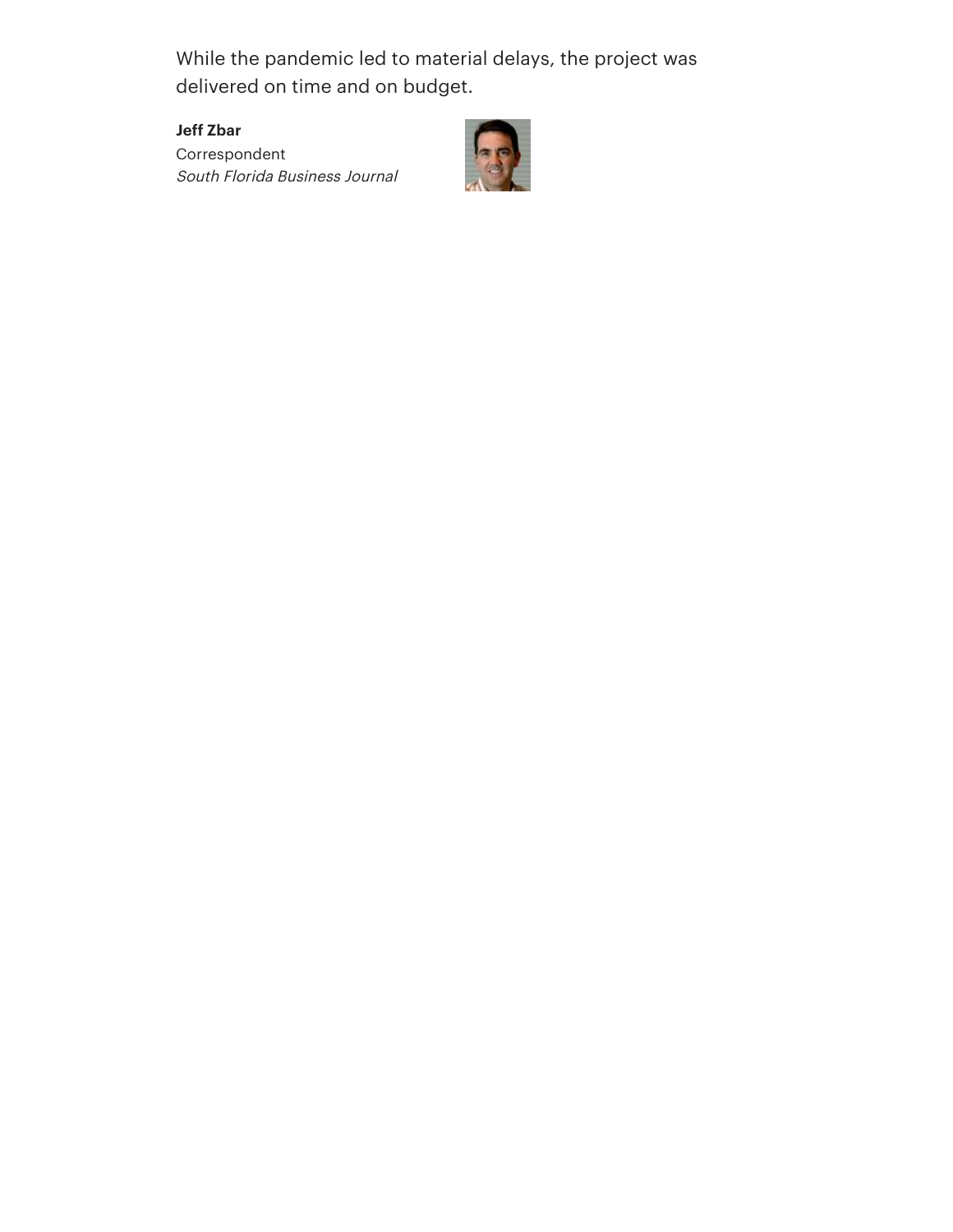While the pandemic led to material delays, the project was delivered on time and on budget.

**Jeff Zbar**
Correspondent
*South Florida Business Journal*